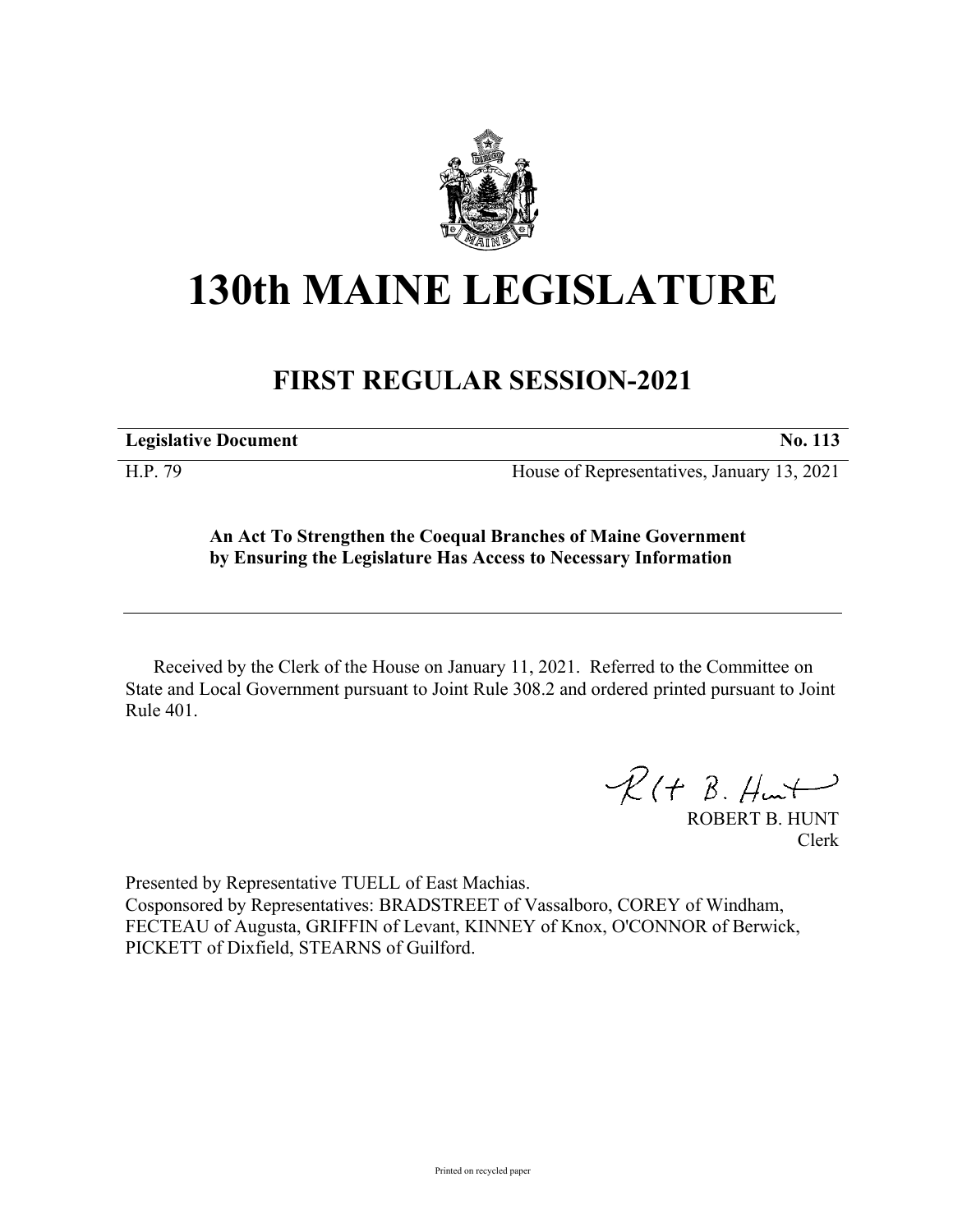# 130th MAINE LEGISLATURE

## FIRST REGULAR SESSION-2021

| **Legislative Document** | **No. 113** |
|---|---|
| H.P. 79 | House of Representatives, January 13, 2021 |

**An Act To Strengthen the Coequal Branches of Maine Government by Ensuring the Legislature Has Access to Necessary Information**

Received by the Clerk of the House on January 11, 2021. Referred to the Committee on State and Local Government pursuant to Joint Rule 308.2 and ordered printed pursuant to Joint Rule 401.

ROBERT B. HUNT
Clerk

Presented by Representative TUELL of East Machias.
Cosponsored by Representatives: BRADSTREET of Vassalboro, COREY of Windham, FECTEAU of Augusta, GRIFFIN of Levant, KINNEY of Knox, O'CONNOR of Berwick, PICKETT of Dixfield, STEARNS of Guilford.

Printed on recycled paper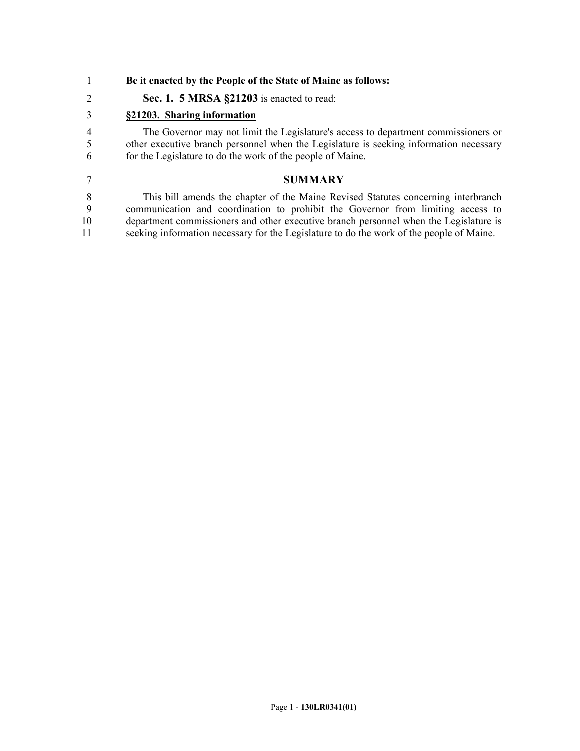**Be it enacted by the People of the State of Maine as follows:**

**Sec. 1. 5 MRSA §21203** is enacted to read:

**§21203. Sharing information**

The Governor may not limit the Legislature's access to department commissioners or other executive branch personnel when the Legislature is seeking information necessary for the Legislature to do the work of the people of Maine.

## SUMMARY

This bill amends the chapter of the Maine Revised Statutes concerning interbranch communication and coordination to prohibit the Governor from limiting access to department commissioners and other executive branch personnel when the Legislature is seeking information necessary for the Legislature to do the work of the people of Maine.